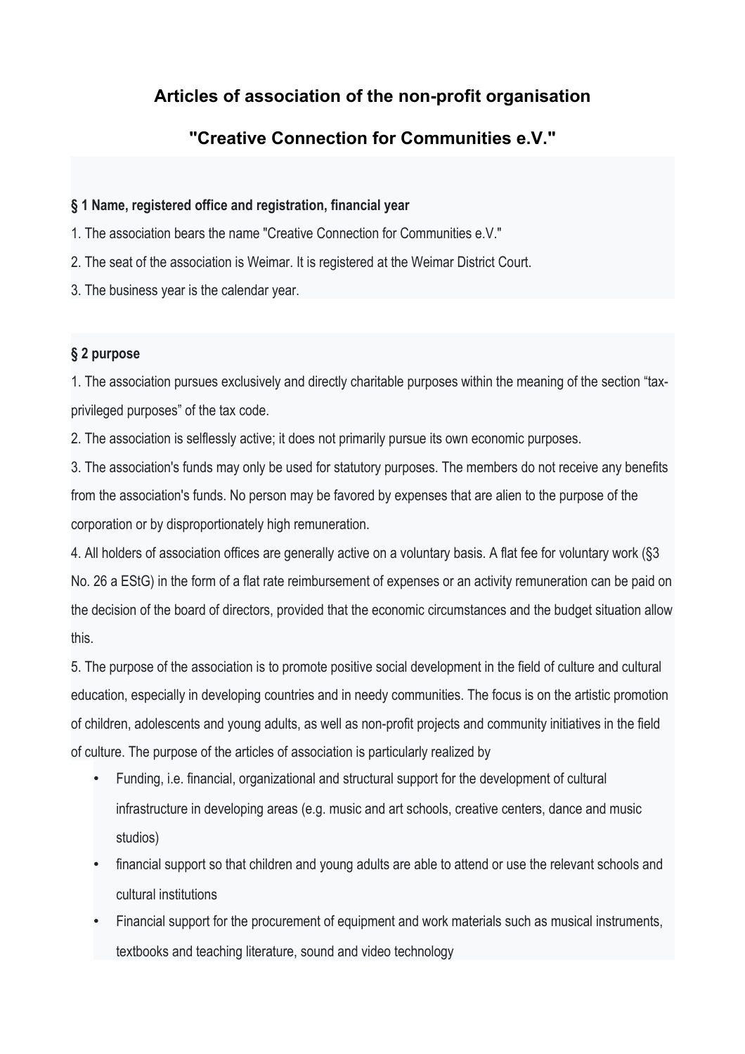# Articles of association of the non-profit organisation

# "Creative Connection for Communities e.V."

### § 1 Name, registered office and registration, financial year

1. The association bears the name "Creative Connection for Communities e.V."
2. The seat of the association is Weimar. It is registered at the Weimar District Court.
3. The business year is the calendar year.

### § 2 purpose

1. The association pursues exclusively and directly charitable purposes within the meaning of the section "tax-privileged purposes" of the tax code.
2. The association is selflessly active; it does not primarily pursue its own economic purposes.
3. The association's funds may only be used for statutory purposes. The members do not receive any benefits from the association's funds. No person may be favored by expenses that are alien to the purpose of the corporation or by disproportionately high remuneration.
4. All holders of association offices are generally active on a voluntary basis. A flat fee for voluntary work (§3 No. 26 a EStG) in the form of a flat rate reimbursement of expenses or an activity remuneration can be paid on the decision of the board of directors, provided that the economic circumstances and the budget situation allow this.
5. The purpose of the association is to promote positive social development in the field of culture and cultural education, especially in developing countries and in needy communities. The focus is on the artistic promotion of children, adolescents and young adults, as well as non-profit projects and community initiatives in the field of culture. The purpose of the articles of association is particularly realized by
   - Funding, i.e. financial, organizational and structural support for the development of cultural infrastructure in developing areas (e.g. music and art schools, creative centers, dance and music studios)
   - financial support so that children and young adults are able to attend or use the relevant schools and cultural institutions
   - Financial support for the procurement of equipment and work materials such as musical instruments, textbooks and teaching literature, sound and video technology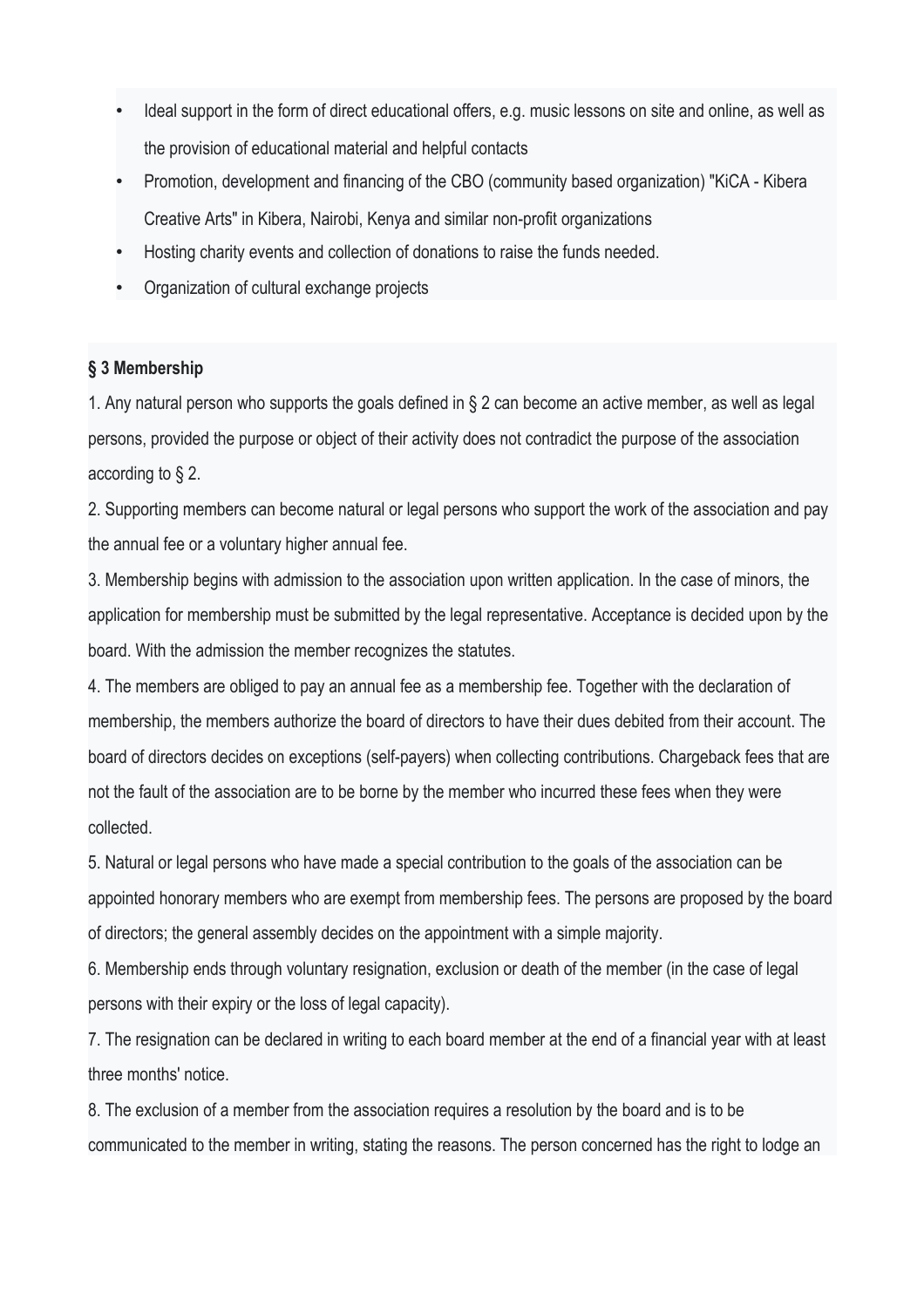- Ideal support in the form of direct educational offers, e.g. music lessons on site and online, as well as the provision of educational material and helpful contacts
- Promotion, development and financing of the CBO (community based organization) "KiCA - Kibera Creative Arts" in Kibera, Nairobi, Kenya and similar non-profit organizations
- Hosting charity events and collection of donations to raise the funds needed.
- Organization of cultural exchange projects

**§ 3 Membership**

1. Any natural person who supports the goals defined in § 2 can become an active member, as well as legal persons, provided the purpose or object of their activity does not contradict the purpose of the association according to § 2.
2. Supporting members can become natural or legal persons who support the work of the association and pay the annual fee or a voluntary higher annual fee.
3. Membership begins with admission to the association upon written application. In the case of minors, the application for membership must be submitted by the legal representative. Acceptance is decided upon by the board. With the admission the member recognizes the statutes.
4. The members are obliged to pay an annual fee as a membership fee. Together with the declaration of membership, the members authorize the board of directors to have their dues debited from their account. The board of directors decides on exceptions (self-payers) when collecting contributions. Chargeback fees that are not the fault of the association are to be borne by the member who incurred these fees when they were collected.
5. Natural or legal persons who have made a special contribution to the goals of the association can be appointed honorary members who are exempt from membership fees. The persons are proposed by the board of directors; the general assembly decides on the appointment with a simple majority.
6. Membership ends through voluntary resignation, exclusion or death of the member (in the case of legal persons with their expiry or the loss of legal capacity).
7. The resignation can be declared in writing to each board member at the end of a financial year with at least three months' notice.
8. The exclusion of a member from the association requires a resolution by the board and is to be communicated to the member in writing, stating the reasons. The person concerned has the right to lodge an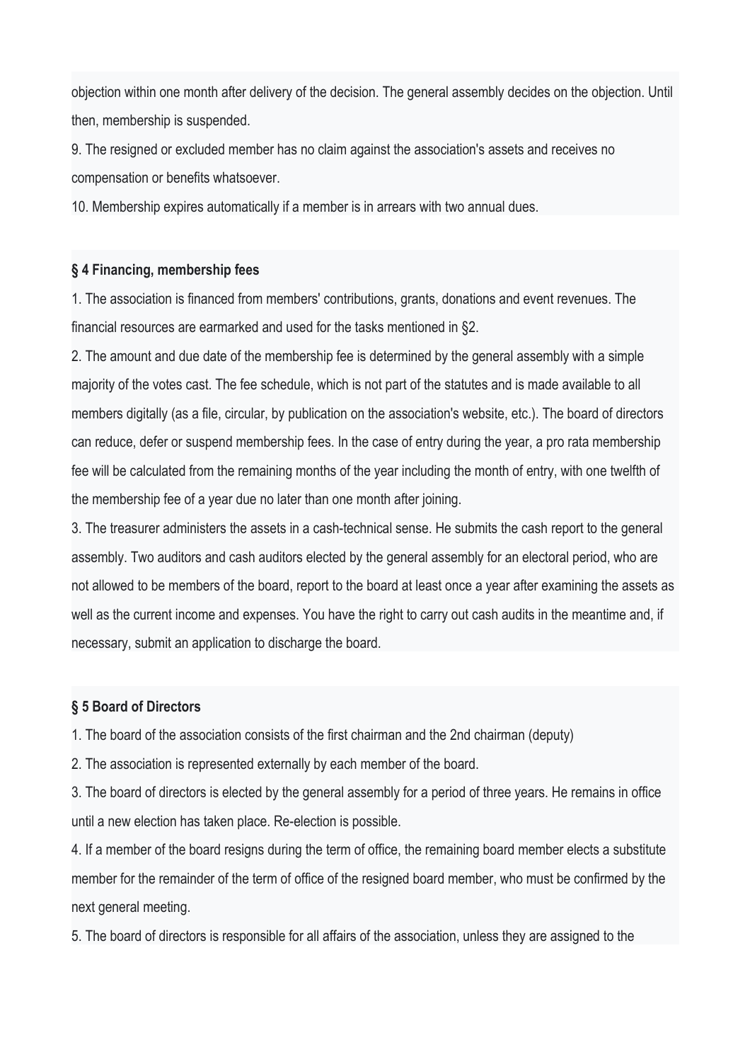objection within one month after delivery of the decision. The general assembly decides on the objection. Until then, membership is suspended.

9. The resigned or excluded member has no claim against the association's assets and receives no compensation or benefits whatsoever.

10. Membership expires automatically if a member is in arrears with two annual dues.

**§ 4 Financing, membership fees**

1. The association is financed from members' contributions, grants, donations and event revenues. The financial resources are earmarked and used for the tasks mentioned in §2.

2. The amount and due date of the membership fee is determined by the general assembly with a simple majority of the votes cast. The fee schedule, which is not part of the statutes and is made available to all members digitally (as a file, circular, by publication on the association's website, etc.). The board of directors can reduce, defer or suspend membership fees. In the case of entry during the year, a pro rata membership fee will be calculated from the remaining months of the year including the month of entry, with one twelfth of the membership fee of a year due no later than one month after joining.

3. The treasurer administers the assets in a cash-technical sense. He submits the cash report to the general assembly. Two auditors and cash auditors elected by the general assembly for an electoral period, who are not allowed to be members of the board, report to the board at least once a year after examining the assets as well as the current income and expenses. You have the right to carry out cash audits in the meantime and, if necessary, submit an application to discharge the board.

**§ 5 Board of Directors**

1. The board of the association consists of the first chairman and the 2nd chairman (deputy)

2. The association is represented externally by each member of the board.

3. The board of directors is elected by the general assembly for a period of three years. He remains in office until a new election has taken place. Re-election is possible.

4. If a member of the board resigns during the term of office, the remaining board member elects a substitute member for the remainder of the term of office of the resigned board member, who must be confirmed by the next general meeting.

5. The board of directors is responsible for all affairs of the association, unless they are assigned to the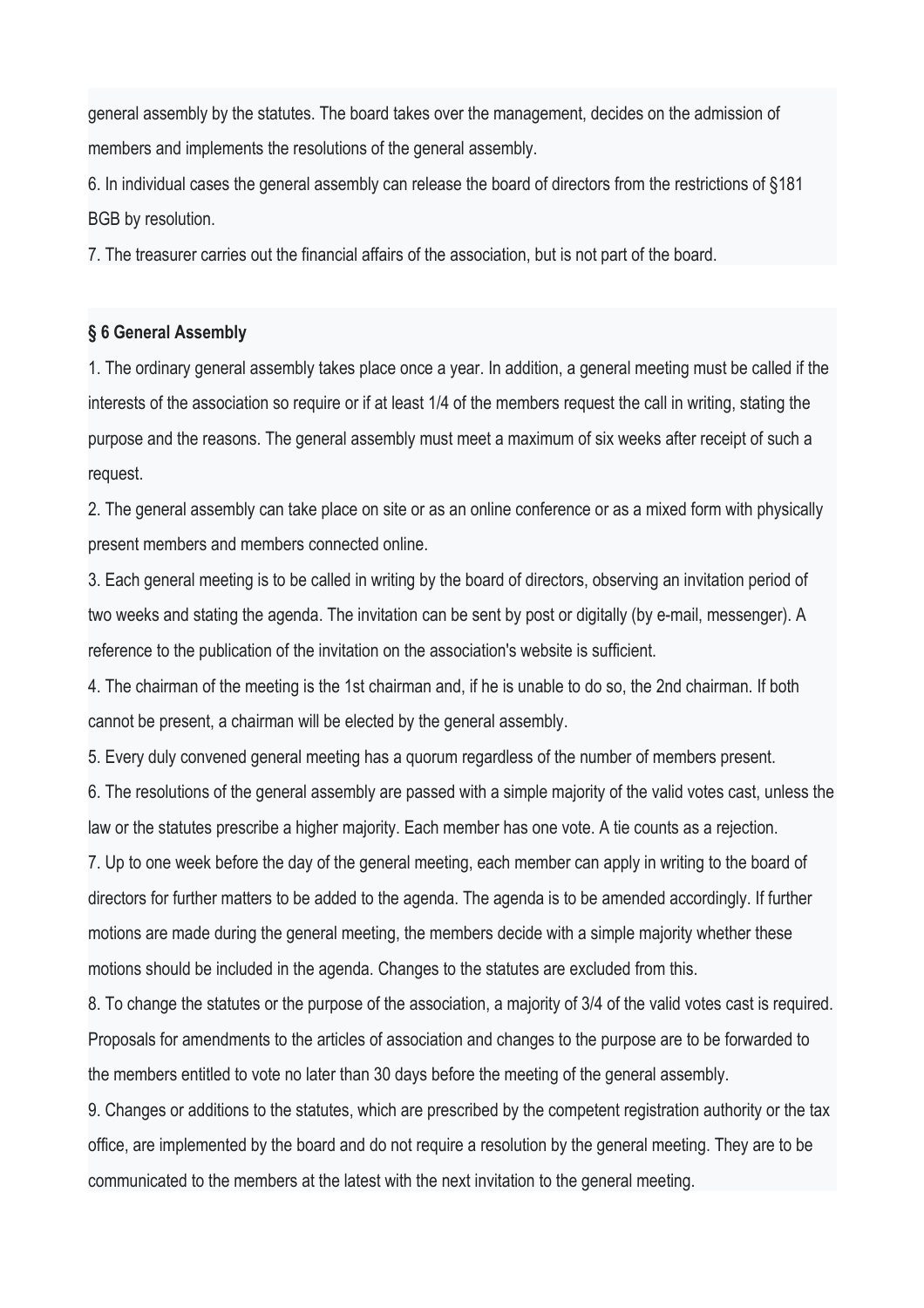general assembly by the statutes. The board takes over the management, decides on the admission of members and implements the resolutions of the general assembly.

6. In individual cases the general assembly can release the board of directors from the restrictions of §181 BGB by resolution.

7. The treasurer carries out the financial affairs of the association, but is not part of the board.

**§ 6 General Assembly**

1. The ordinary general assembly takes place once a year. In addition, a general meeting must be called if the interests of the association so require or if at least 1/4 of the members request the call in writing, stating the purpose and the reasons. The general assembly must meet a maximum of six weeks after receipt of such a request.
2. The general assembly can take place on site or as an online conference or as a mixed form with physically present members and members connected online.
3. Each general meeting is to be called in writing by the board of directors, observing an invitation period of two weeks and stating the agenda. The invitation can be sent by post or digitally (by e-mail, messenger). A reference to the publication of the invitation on the association's website is sufficient.
4. The chairman of the meeting is the 1st chairman and, if he is unable to do so, the 2nd chairman. If both cannot be present, a chairman will be elected by the general assembly.
5. Every duly convened general meeting has a quorum regardless of the number of members present.
6. The resolutions of the general assembly are passed with a simple majority of the valid votes cast, unless the law or the statutes prescribe a higher majority. Each member has one vote. A tie counts as a rejection.
7. Up to one week before the day of the general meeting, each member can apply in writing to the board of directors for further matters to be added to the agenda. The agenda is to be amended accordingly. If further motions are made during the general meeting, the members decide with a simple majority whether these motions should be included in the agenda. Changes to the statutes are excluded from this.
8. To change the statutes or the purpose of the association, a majority of 3/4 of the valid votes cast is required. Proposals for amendments to the articles of association and changes to the purpose are to be forwarded to the members entitled to vote no later than 30 days before the meeting of the general assembly.
9. Changes or additions to the statutes, which are prescribed by the competent registration authority or the tax office, are implemented by the board and do not require a resolution by the general meeting. They are to be communicated to the members at the latest with the next invitation to the general meeting.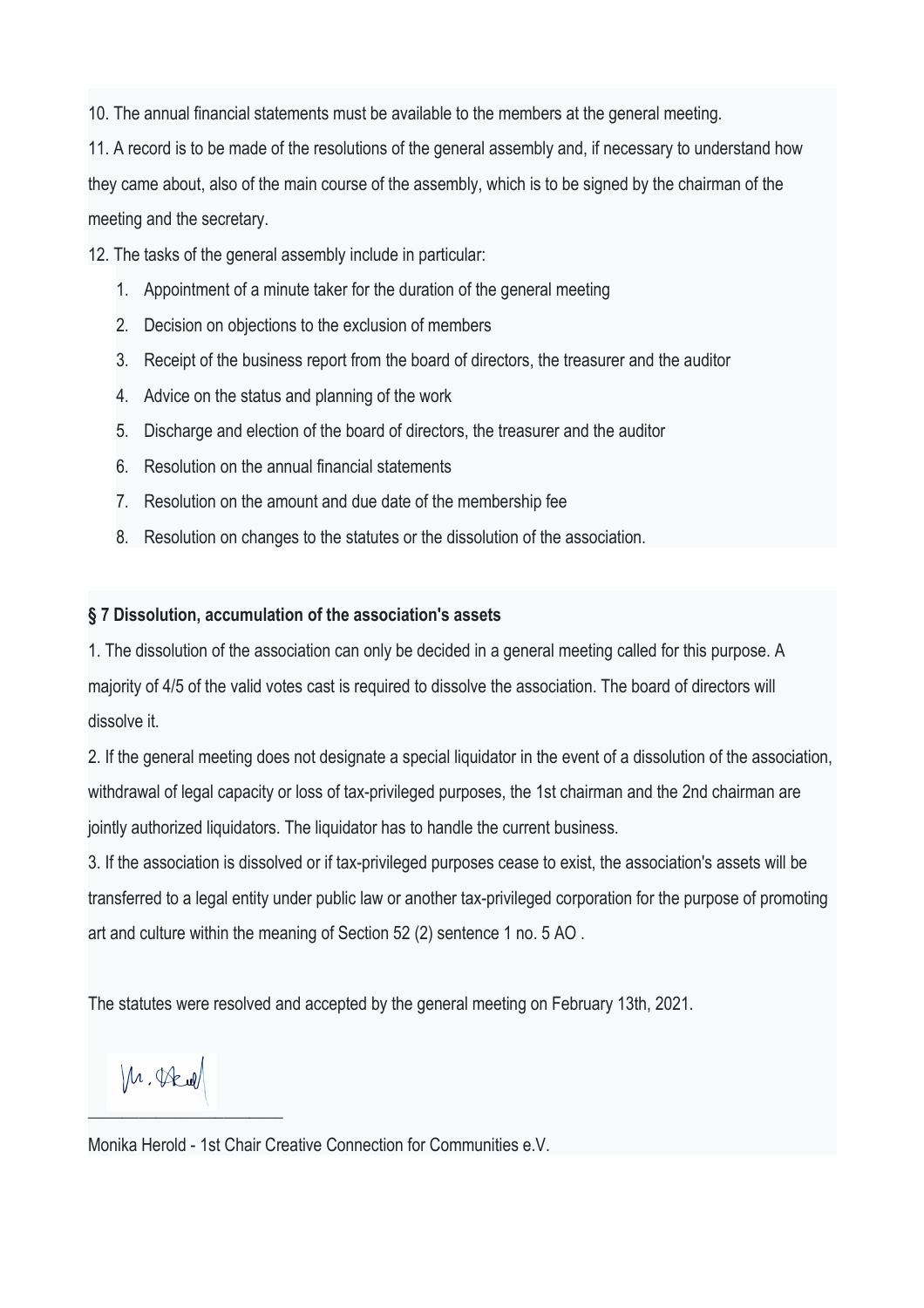10. The annual financial statements must be available to the members at the general meeting.

11. A record is to be made of the resolutions of the general assembly and, if necessary to understand how they came about, also of the main course of the assembly, which is to be signed by the chairman of the meeting and the secretary.

12. The tasks of the general assembly include in particular:

   1. Appointment of a minute taker for the duration of the general meeting
   2. Decision on objections to the exclusion of members
   3. Receipt of the business report from the board of directors, the treasurer and the auditor
   4. Advice on the status and planning of the work
   5. Discharge and election of the board of directors, the treasurer and the auditor
   6. Resolution on the annual financial statements
   7. Resolution on the amount and due date of the membership fee
   8. Resolution on changes to the statutes or the dissolution of the association.

**§ 7 Dissolution, accumulation of the association's assets**

1. The dissolution of the association can only be decided in a general meeting called for this purpose. A majority of 4/5 of the valid votes cast is required to dissolve the association. The board of directors will dissolve it.

2. If the general meeting does not designate a special liquidator in the event of a dissolution of the association, withdrawal of legal capacity or loss of tax-privileged purposes, the 1st chairman and the 2nd chairman are jointly authorized liquidators. The liquidator has to handle the current business.

3. If the association is dissolved or if tax-privileged purposes cease to exist, the association's assets will be transferred to a legal entity under public law or another tax-privileged corporation for the purpose of promoting art and culture within the meaning of Section 52 (2) sentence 1 no. 5 AO .

The statutes were resolved and accepted by the general meeting on February 13th, 2021.

M. Herold

______________________

Monika Herold - 1st Chair Creative Connection for Communities e.V.